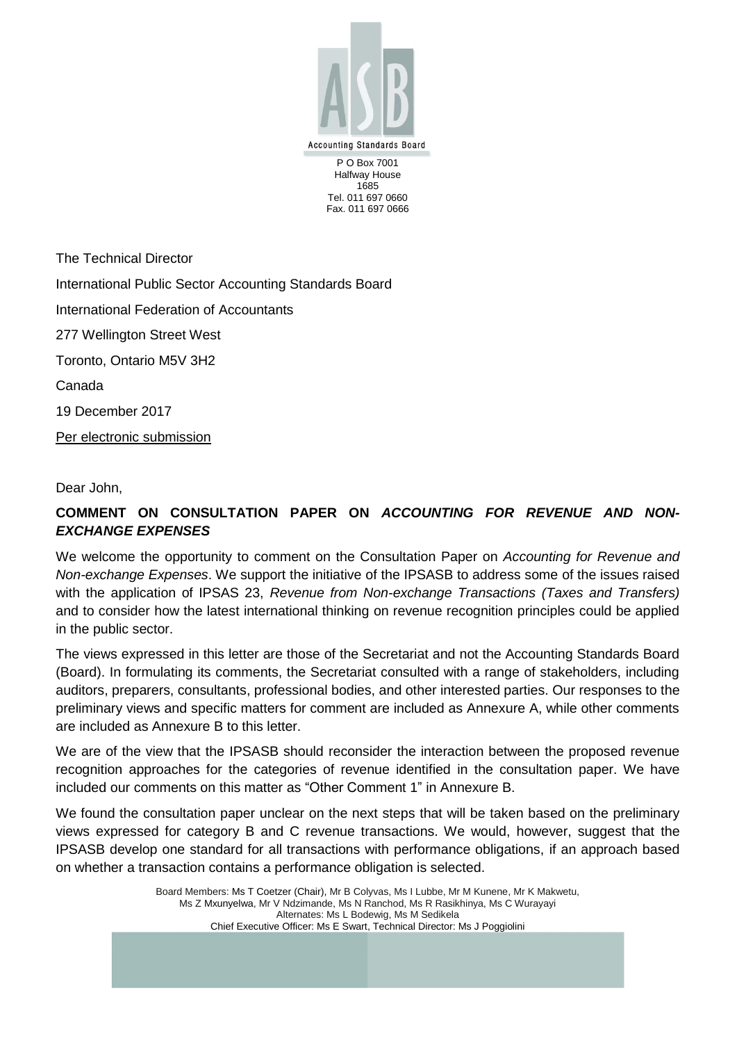Accounting Standards Board

P O Box 7001
Halfway House
1685
Tel. 011 697 0660
Fax. 011 697 0666

The Technical Director

International Public Sector Accounting Standards Board

International Federation of Accountants

277 Wellington Street West

Toronto, Ontario M5V 3H2

Canada

19 December 2017

Per electronic submission

Dear John,

**COMMENT ON CONSULTATION PAPER ON *ACCOUNTING FOR REVENUE AND NON-EXCHANGE EXPENSES***

We welcome the opportunity to comment on the Consultation Paper on *Accounting for Revenue and Non-exchange Expenses*. We support the initiative of the IPSASB to address some of the issues raised with the application of IPSAS 23, *Revenue from Non-exchange Transactions (Taxes and Transfers)* and to consider how the latest international thinking on revenue recognition principles could be applied in the public sector.

The views expressed in this letter are those of the Secretariat and not the Accounting Standards Board (Board). In formulating its comments, the Secretariat consulted with a range of stakeholders, including auditors, preparers, consultants, professional bodies, and other interested parties. Our responses to the preliminary views and specific matters for comment are included as Annexure A, while other comments are included as Annexure B to this letter.

We are of the view that the IPSASB should reconsider the interaction between the proposed revenue recognition approaches for the categories of revenue identified in the consultation paper. We have included our comments on this matter as "Other Comment 1" in Annexure B.

We found the consultation paper unclear on the next steps that will be taken based on the preliminary views expressed for category B and C revenue transactions. We would, however, suggest that the IPSASB develop one standard for all transactions with performance obligations, if an approach based on whether a transaction contains a performance obligation is selected.

Board Members: Ms T Coetzer (Chair), Mr B Colyvas, Ms I Lubbe, Mr M Kunene, Mr K Makwetu, Ms Z Mxunyelwa, Mr V Ndzimande, Ms N Ranchod, Ms R Rasikhinya, Ms C Wurayayi
Alternates: Ms L Bodewig, Ms M Sedikela
Chief Executive Officer: Ms E Swart, Technical Director: Ms J Poggiolini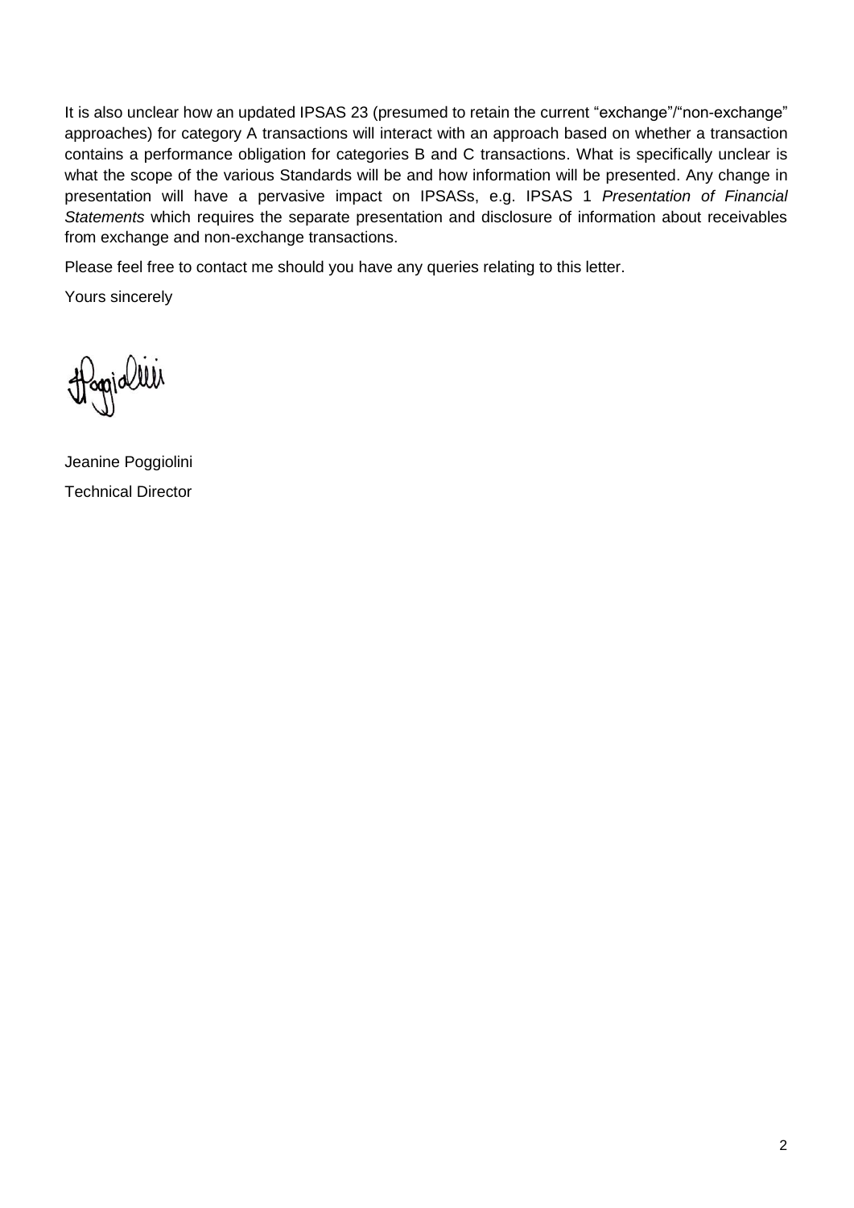It is also unclear how an updated IPSAS 23 (presumed to retain the current "exchange"/"non-exchange" approaches) for category A transactions will interact with an approach based on whether a transaction contains a performance obligation for categories B and C transactions. What is specifically unclear is what the scope of the various Standards will be and how information will be presented. Any change in presentation will have a pervasive impact on IPSASs, e.g. IPSAS 1 *Presentation of Financial Statements* which requires the separate presentation and disclosure of information about receivables from exchange and non-exchange transactions.

Please feel free to contact me should you have any queries relating to this letter.

Yours sincerely

Jeanine Poggiolini

Technical Director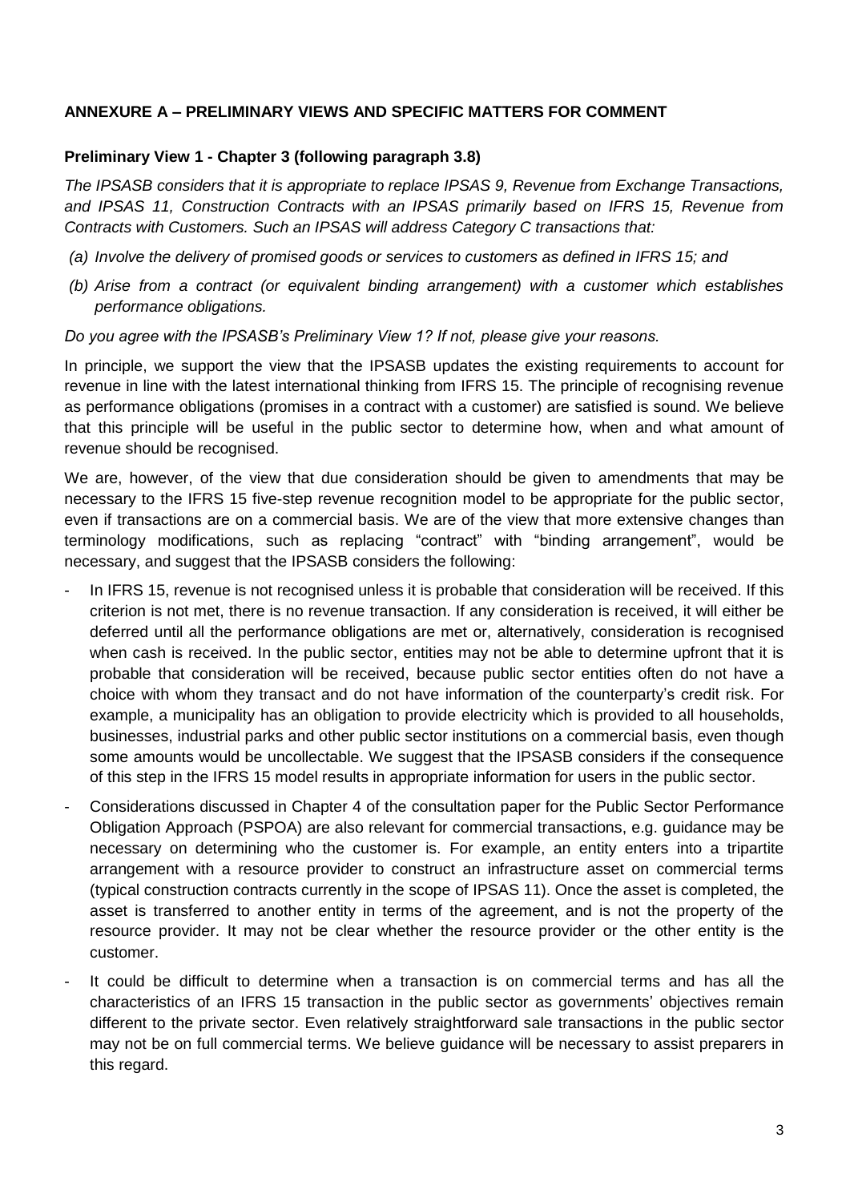## ANNEXURE A – PRELIMINARY VIEWS AND SPECIFIC MATTERS FOR COMMENT

### Preliminary View 1 - Chapter 3 (following paragraph 3.8)

*The IPSASB considers that it is appropriate to replace IPSAS 9, Revenue from Exchange Transactions, and IPSAS 11, Construction Contracts with an IPSAS primarily based on IFRS 15, Revenue from Contracts with Customers. Such an IPSAS will address Category C transactions that:*

*(a) Involve the delivery of promised goods or services to customers as defined in IFRS 15; and*

*(b) Arise from a contract (or equivalent binding arrangement) with a customer which establishes performance obligations.*

*Do you agree with the IPSASB's Preliminary View 1? If not, please give your reasons.*

In principle, we support the view that the IPSASB updates the existing requirements to account for revenue in line with the latest international thinking from IFRS 15. The principle of recognising revenue as performance obligations (promises in a contract with a customer) are satisfied is sound. We believe that this principle will be useful in the public sector to determine how, when and what amount of revenue should be recognised.

We are, however, of the view that due consideration should be given to amendments that may be necessary to the IFRS 15 five-step revenue recognition model to be appropriate for the public sector, even if transactions are on a commercial basis. We are of the view that more extensive changes than terminology modifications, such as replacing "contract" with "binding arrangement", would be necessary, and suggest that the IPSASB considers the following:

- In IFRS 15, revenue is not recognised unless it is probable that consideration will be received. If this criterion is not met, there is no revenue transaction. If any consideration is received, it will either be deferred until all the performance obligations are met or, alternatively, consideration is recognised when cash is received. In the public sector, entities may not be able to determine upfront that it is probable that consideration will be received, because public sector entities often do not have a choice with whom they transact and do not have information of the counterparty's credit risk. For example, a municipality has an obligation to provide electricity which is provided to all households, businesses, industrial parks and other public sector institutions on a commercial basis, even though some amounts would be uncollectable. We suggest that the IPSASB considers if the consequence of this step in the IFRS 15 model results in appropriate information for users in the public sector.
- Considerations discussed in Chapter 4 of the consultation paper for the Public Sector Performance Obligation Approach (PSPOA) are also relevant for commercial transactions, e.g. guidance may be necessary on determining who the customer is. For example, an entity enters into a tripartite arrangement with a resource provider to construct an infrastructure asset on commercial terms (typical construction contracts currently in the scope of IPSAS 11). Once the asset is completed, the asset is transferred to another entity in terms of the agreement, and is not the property of the resource provider. It may not be clear whether the resource provider or the other entity is the customer.
- It could be difficult to determine when a transaction is on commercial terms and has all the characteristics of an IFRS 15 transaction in the public sector as governments' objectives remain different to the private sector. Even relatively straightforward sale transactions in the public sector may not be on full commercial terms. We believe guidance will be necessary to assist preparers in this regard.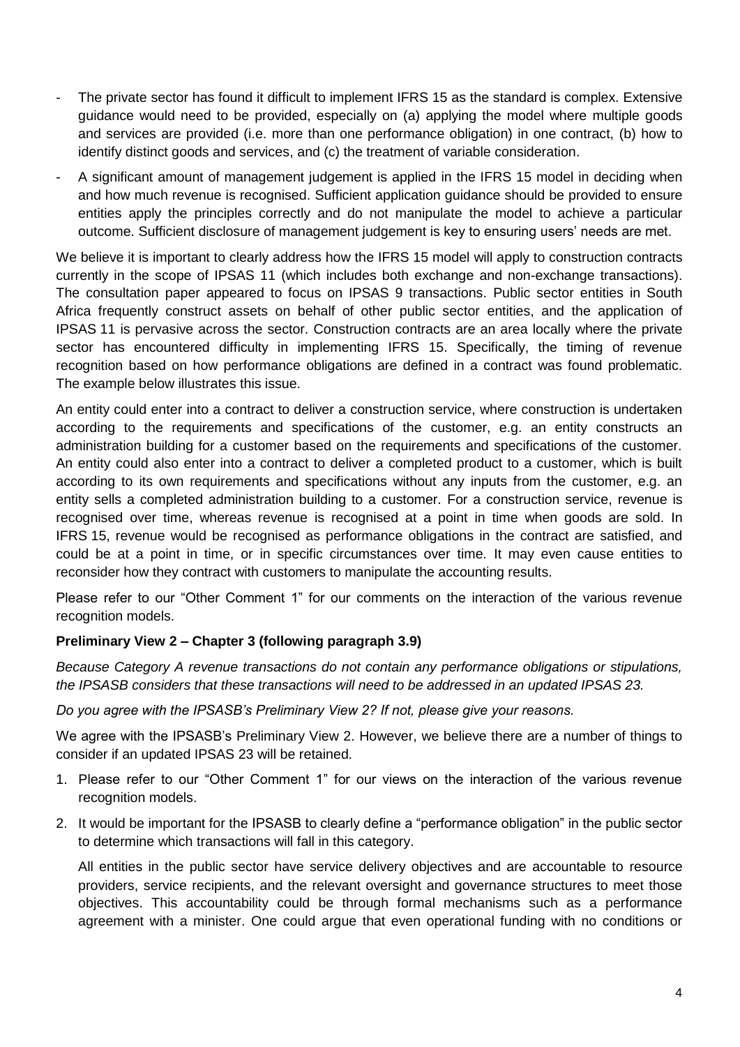- The private sector has found it difficult to implement IFRS 15 as the standard is complex. Extensive guidance would need to be provided, especially on (a) applying the model where multiple goods and services are provided (i.e. more than one performance obligation) in one contract, (b) how to identify distinct goods and services, and (c) the treatment of variable consideration.
- A significant amount of management judgement is applied in the IFRS 15 model in deciding when and how much revenue is recognised. Sufficient application guidance should be provided to ensure entities apply the principles correctly and do not manipulate the model to achieve a particular outcome. Sufficient disclosure of management judgement is key to ensuring users' needs are met.

We believe it is important to clearly address how the IFRS 15 model will apply to construction contracts currently in the scope of IPSAS 11 (which includes both exchange and non-exchange transactions). The consultation paper appeared to focus on IPSAS 9 transactions. Public sector entities in South Africa frequently construct assets on behalf of other public sector entities, and the application of IPSAS 11 is pervasive across the sector. Construction contracts are an area locally where the private sector has encountered difficulty in implementing IFRS 15. Specifically, the timing of revenue recognition based on how performance obligations are defined in a contract was found problematic. The example below illustrates this issue.

An entity could enter into a contract to deliver a construction service, where construction is undertaken according to the requirements and specifications of the customer, e.g. an entity constructs an administration building for a customer based on the requirements and specifications of the customer. An entity could also enter into a contract to deliver a completed product to a customer, which is built according to its own requirements and specifications without any inputs from the customer, e.g. an entity sells a completed administration building to a customer. For a construction service, revenue is recognised over time, whereas revenue is recognised at a point in time when goods are sold. In IFRS 15, revenue would be recognised as performance obligations in the contract are satisfied, and could be at a point in time, or in specific circumstances over time. It may even cause entities to reconsider how they contract with customers to manipulate the accounting results.

Please refer to our "Other Comment 1" for our comments on the interaction of the various revenue recognition models.

**Preliminary View 2 – Chapter 3 (following paragraph 3.9)**

*Because Category A revenue transactions do not contain any performance obligations or stipulations, the IPSASB considers that these transactions will need to be addressed in an updated IPSAS 23.*

*Do you agree with the IPSASB's Preliminary View 2? If not, please give your reasons.*

We agree with the IPSASB's Preliminary View 2. However, we believe there are a number of things to consider if an updated IPSAS 23 will be retained.

1. Please refer to our "Other Comment 1" for our views on the interaction of the various revenue recognition models.
2. It would be important for the IPSASB to clearly define a "performance obligation" in the public sector to determine which transactions will fall in this category.

   All entities in the public sector have service delivery objectives and are accountable to resource providers, service recipients, and the relevant oversight and governance structures to meet those objectives. This accountability could be through formal mechanisms such as a performance agreement with a minister. One could argue that even operational funding with no conditions or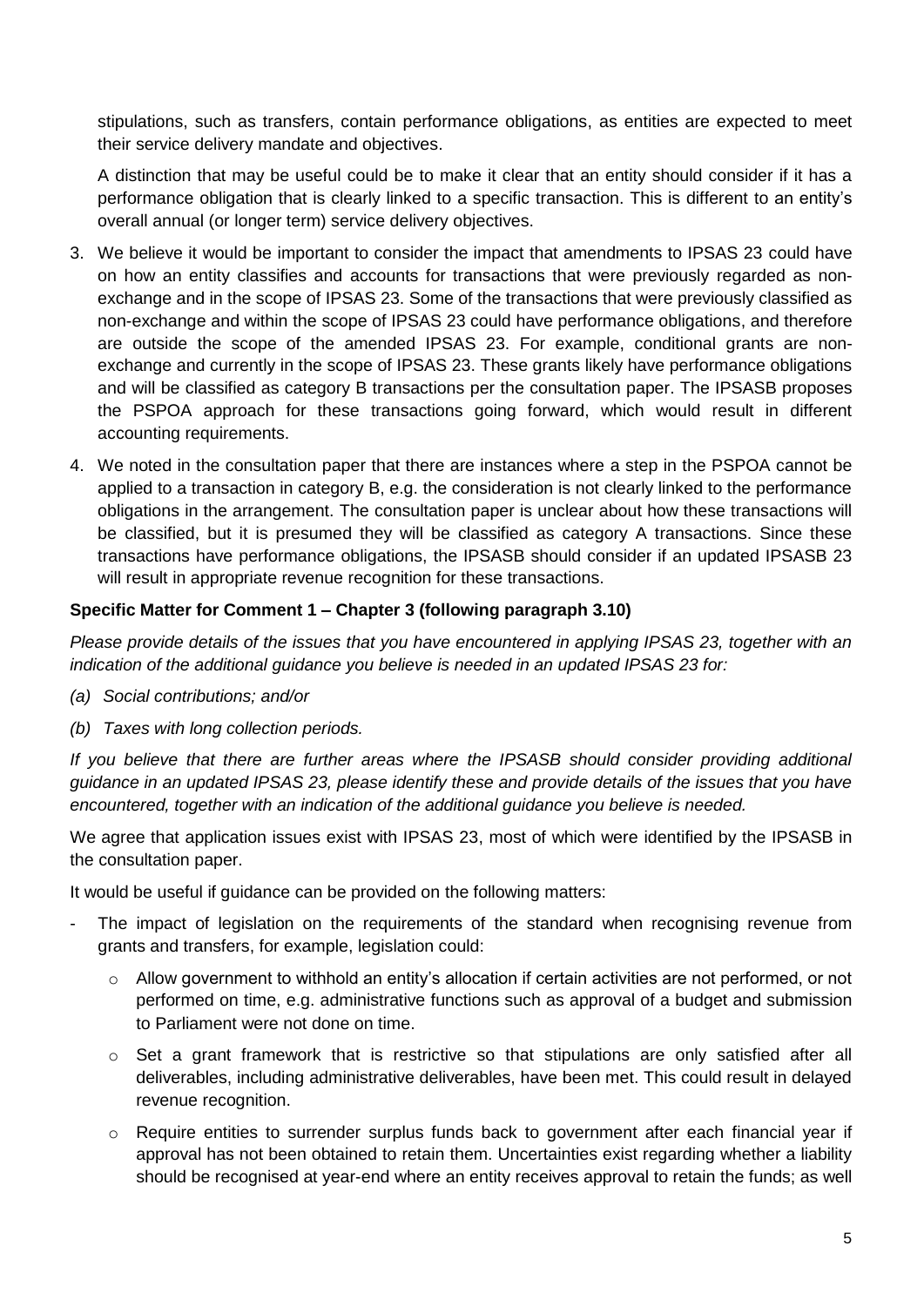stipulations, such as transfers, contain performance obligations, as entities are expected to meet their service delivery mandate and objectives.

A distinction that may be useful could be to make it clear that an entity should consider if it has a performance obligation that is clearly linked to a specific transaction. This is different to an entity's overall annual (or longer term) service delivery objectives.

3. We believe it would be important to consider the impact that amendments to IPSAS 23 could have on how an entity classifies and accounts for transactions that were previously regarded as non-exchange and in the scope of IPSAS 23. Some of the transactions that were previously classified as non-exchange and within the scope of IPSAS 23 could have performance obligations, and therefore are outside the scope of the amended IPSAS 23. For example, conditional grants are non-exchange and currently in the scope of IPSAS 23. These grants likely have performance obligations and will be classified as category B transactions per the consultation paper. The IPSASB proposes the PSPOA approach for these transactions going forward, which would result in different accounting requirements.
4. We noted in the consultation paper that there are instances where a step in the PSPOA cannot be applied to a transaction in category B, e.g. the consideration is not clearly linked to the performance obligations in the arrangement. The consultation paper is unclear about how these transactions will be classified, but it is presumed they will be classified as category A transactions. Since these transactions have performance obligations, the IPSASB should consider if an updated IPSASB 23 will result in appropriate revenue recognition for these transactions.

**Specific Matter for Comment 1 – Chapter 3 (following paragraph 3.10)**

*Please provide details of the issues that you have encountered in applying IPSAS 23, together with an indication of the additional guidance you believe is needed in an updated IPSAS 23 for:*

- *(a) Social contributions; and/or*
- *(b) Taxes with long collection periods.*

*If you believe that there are further areas where the IPSASB should consider providing additional guidance in an updated IPSAS 23, please identify these and provide details of the issues that you have encountered, together with an indication of the additional guidance you believe is needed.*

We agree that application issues exist with IPSAS 23, most of which were identified by the IPSASB in the consultation paper.

It would be useful if guidance can be provided on the following matters:

- The impact of legislation on the requirements of the standard when recognising revenue from grants and transfers, for example, legislation could:
    - Allow government to withhold an entity's allocation if certain activities are not performed, or not performed on time, e.g. administrative functions such as approval of a budget and submission to Parliament were not done on time.
    - Set a grant framework that is restrictive so that stipulations are only satisfied after all deliverables, including administrative deliverables, have been met. This could result in delayed revenue recognition.
    - Require entities to surrender surplus funds back to government after each financial year if approval has not been obtained to retain them. Uncertainties exist regarding whether a liability should be recognised at year-end where an entity receives approval to retain the funds; as well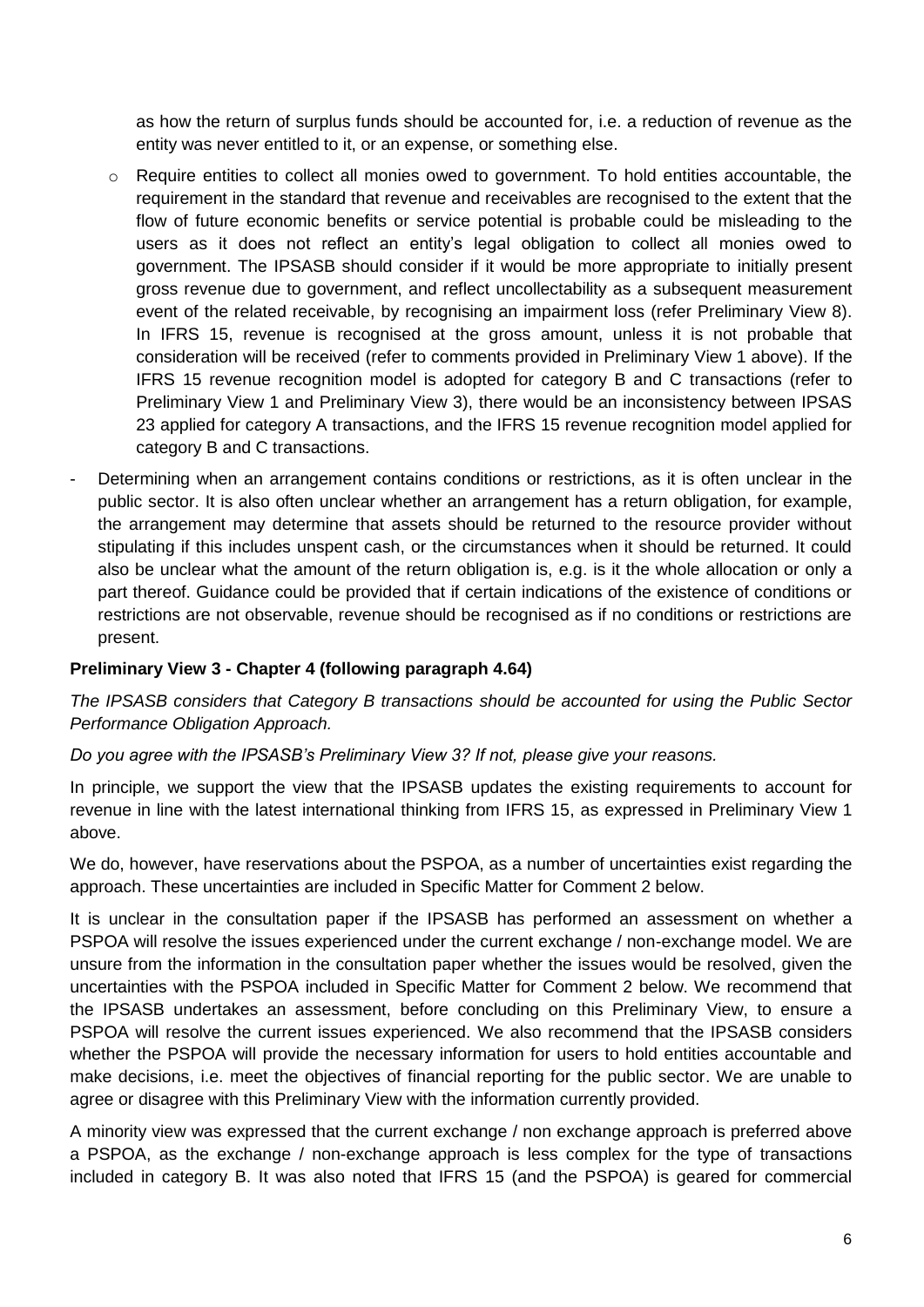as how the return of surplus funds should be accounted for, i.e. a reduction of revenue as the entity was never entitled to it, or an expense, or something else.

   - Require entities to collect all monies owed to government. To hold entities accountable, the requirement in the standard that revenue and receivables are recognised to the extent that the flow of future economic benefits or service potential is probable could be misleading to the users as it does not reflect an entity's legal obligation to collect all monies owed to government. The IPSASB should consider if it would be more appropriate to initially present gross revenue due to government, and reflect uncollectability as a subsequent measurement event of the related receivable, by recognising an impairment loss (refer Preliminary View 8). In IFRS 15, revenue is recognised at the gross amount, unless it is not probable that consideration will be received (refer to comments provided in Preliminary View 1 above). If the IFRS 15 revenue recognition model is adopted for category B and C transactions (refer to Preliminary View 1 and Preliminary View 3), there would be an inconsistency between IPSAS 23 applied for category A transactions, and the IFRS 15 revenue recognition model applied for category B and C transactions.

- Determining when an arrangement contains conditions or restrictions, as it is often unclear in the public sector. It is also often unclear whether an arrangement has a return obligation, for example, the arrangement may determine that assets should be returned to the resource provider without stipulating if this includes unspent cash, or the circumstances when it should be returned. It could also be unclear what the amount of the return obligation is, e.g. is it the whole allocation or only a part thereof. Guidance could be provided that if certain indications of the existence of conditions or restrictions are not observable, revenue should be recognised as if no conditions or restrictions are present.

**Preliminary View 3 - Chapter 4 (following paragraph 4.64)**

*The IPSASB considers that Category B transactions should be accounted for using the Public Sector Performance Obligation Approach.*

*Do you agree with the IPSASB's Preliminary View 3? If not, please give your reasons.*

In principle, we support the view that the IPSASB updates the existing requirements to account for revenue in line with the latest international thinking from IFRS 15, as expressed in Preliminary View 1 above.

We do, however, have reservations about the PSPOA, as a number of uncertainties exist regarding the approach. These uncertainties are included in Specific Matter for Comment 2 below.

It is unclear in the consultation paper if the IPSASB has performed an assessment on whether a PSPOA will resolve the issues experienced under the current exchange / non-exchange model. We are unsure from the information in the consultation paper whether the issues would be resolved, given the uncertainties with the PSPOA included in Specific Matter for Comment 2 below. We recommend that the IPSASB undertakes an assessment, before concluding on this Preliminary View, to ensure a PSPOA will resolve the current issues experienced. We also recommend that the IPSASB considers whether the PSPOA will provide the necessary information for users to hold entities accountable and make decisions, i.e. meet the objectives of financial reporting for the public sector. We are unable to agree or disagree with this Preliminary View with the information currently provided.

A minority view was expressed that the current exchange / non exchange approach is preferred above a PSPOA, as the exchange / non-exchange approach is less complex for the type of transactions included in category B. It was also noted that IFRS 15 (and the PSPOA) is geared for commercial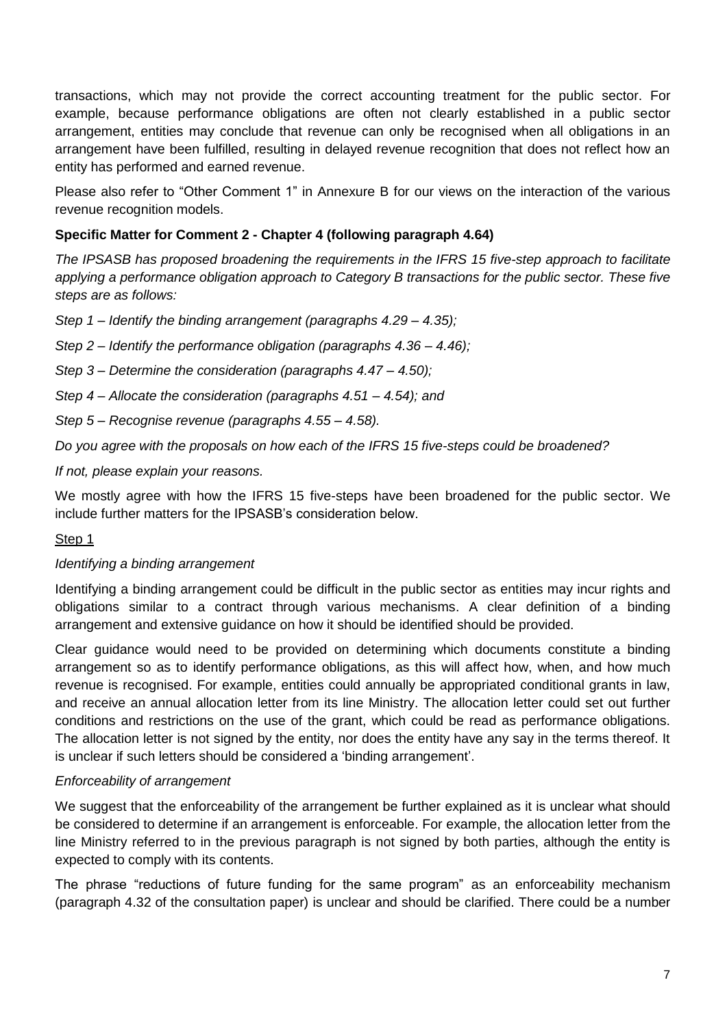transactions, which may not provide the correct accounting treatment for the public sector. For example, because performance obligations are often not clearly established in a public sector arrangement, entities may conclude that revenue can only be recognised when all obligations in an arrangement have been fulfilled, resulting in delayed revenue recognition that does not reflect how an entity has performed and earned revenue.

Please also refer to "Other Comment 1" in Annexure B for our views on the interaction of the various revenue recognition models.

**Specific Matter for Comment 2 - Chapter 4 (following paragraph 4.64)**

*The IPSASB has proposed broadening the requirements in the IFRS 15 five-step approach to facilitate applying a performance obligation approach to Category B transactions for the public sector. These five steps are as follows:*

*Step 1 – Identify the binding arrangement (paragraphs 4.29 – 4.35);*

*Step 2 – Identify the performance obligation (paragraphs 4.36 – 4.46);*

*Step 3 – Determine the consideration (paragraphs 4.47 – 4.50);*

*Step 4 – Allocate the consideration (paragraphs 4.51 – 4.54); and*

*Step 5 – Recognise revenue (paragraphs 4.55 – 4.58).*

*Do you agree with the proposals on how each of the IFRS 15 five-steps could be broadened?*

*If not, please explain your reasons.*

We mostly agree with how the IFRS 15 five-steps have been broadened for the public sector. We include further matters for the IPSASB's consideration below.

<u>Step 1</u>

*Identifying a binding arrangement*

Identifying a binding arrangement could be difficult in the public sector as entities may incur rights and obligations similar to a contract through various mechanisms. A clear definition of a binding arrangement and extensive guidance on how it should be identified should be provided.

Clear guidance would need to be provided on determining which documents constitute a binding arrangement so as to identify performance obligations, as this will affect how, when, and how much revenue is recognised. For example, entities could annually be appropriated conditional grants in law, and receive an annual allocation letter from its line Ministry. The allocation letter could set out further conditions and restrictions on the use of the grant, which could be read as performance obligations. The allocation letter is not signed by the entity, nor does the entity have any say in the terms thereof. It is unclear if such letters should be considered a 'binding arrangement'.

*Enforceability of arrangement*

We suggest that the enforceability of the arrangement be further explained as it is unclear what should be considered to determine if an arrangement is enforceable. For example, the allocation letter from the line Ministry referred to in the previous paragraph is not signed by both parties, although the entity is expected to comply with its contents.

The phrase "reductions of future funding for the same program" as an enforceability mechanism (paragraph 4.32 of the consultation paper) is unclear and should be clarified. There could be a number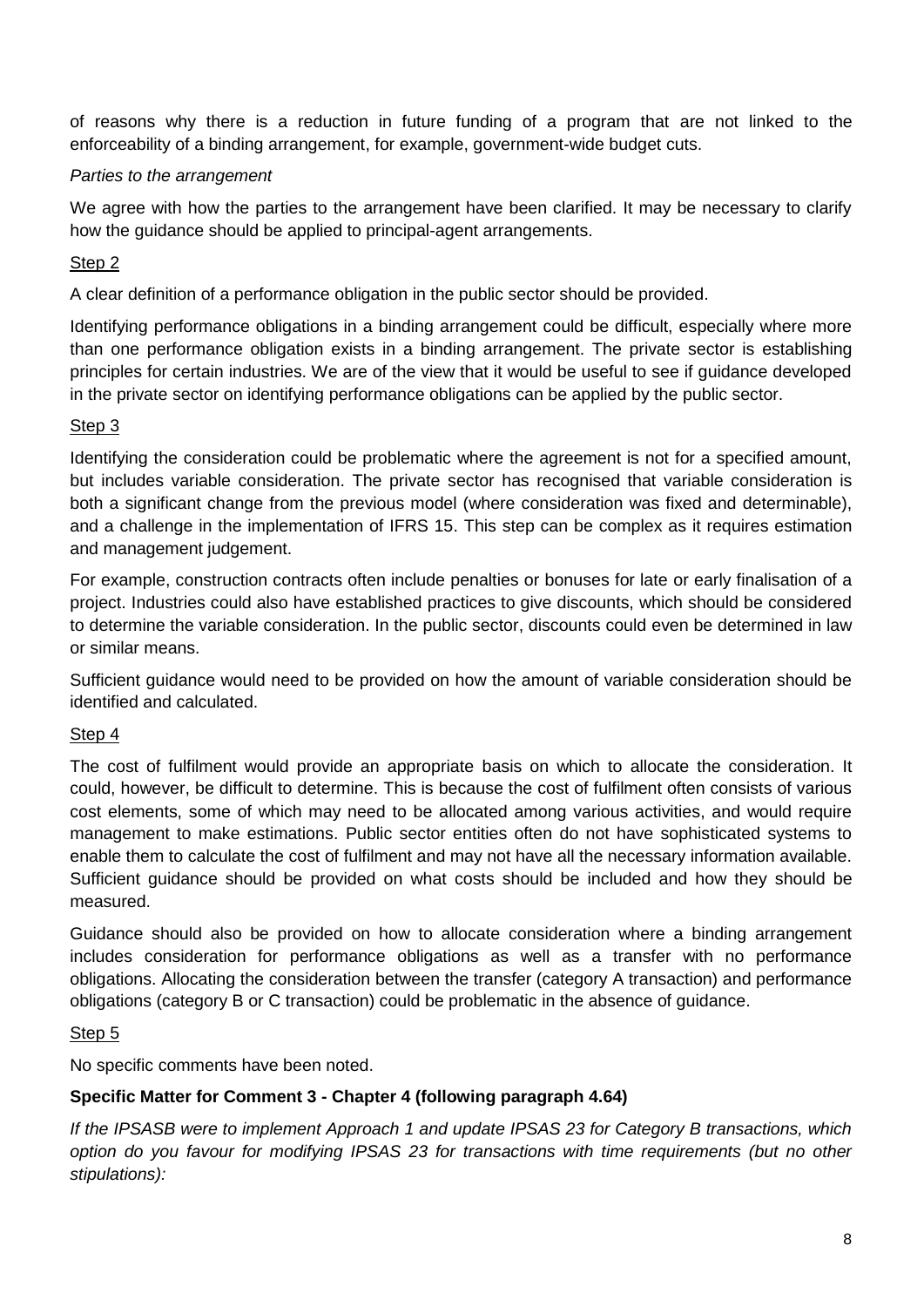of reasons why there is a reduction in future funding of a program that are not linked to the enforceability of a binding arrangement, for example, government-wide budget cuts.

*Parties to the arrangement*

We agree with how the parties to the arrangement have been clarified. It may be necessary to clarify how the guidance should be applied to principal-agent arrangements.

<u>Step 2</u>

A clear definition of a performance obligation in the public sector should be provided.

Identifying performance obligations in a binding arrangement could be difficult, especially where more than one performance obligation exists in a binding arrangement. The private sector is establishing principles for certain industries. We are of the view that it would be useful to see if guidance developed in the private sector on identifying performance obligations can be applied by the public sector.

<u>Step 3</u>

Identifying the consideration could be problematic where the agreement is not for a specified amount, but includes variable consideration. The private sector has recognised that variable consideration is both a significant change from the previous model (where consideration was fixed and determinable), and a challenge in the implementation of IFRS 15. This step can be complex as it requires estimation and management judgement.

For example, construction contracts often include penalties or bonuses for late or early finalisation of a project. Industries could also have established practices to give discounts, which should be considered to determine the variable consideration. In the public sector, discounts could even be determined in law or similar means.

Sufficient guidance would need to be provided on how the amount of variable consideration should be identified and calculated.

<u>Step 4</u>

The cost of fulfilment would provide an appropriate basis on which to allocate the consideration. It could, however, be difficult to determine. This is because the cost of fulfilment often consists of various cost elements, some of which may need to be allocated among various activities, and would require management to make estimations. Public sector entities often do not have sophisticated systems to enable them to calculate the cost of fulfilment and may not have all the necessary information available. Sufficient guidance should be provided on what costs should be included and how they should be measured.

Guidance should also be provided on how to allocate consideration where a binding arrangement includes consideration for performance obligations as well as a transfer with no performance obligations. Allocating the consideration between the transfer (category A transaction) and performance obligations (category B or C transaction) could be problematic in the absence of guidance.

<u>Step 5</u>

No specific comments have been noted.

**Specific Matter for Comment 3 - Chapter 4 (following paragraph 4.64)**

*If the IPSASB were to implement Approach 1 and update IPSAS 23 for Category B transactions, which option do you favour for modifying IPSAS 23 for transactions with time requirements (but no other stipulations):*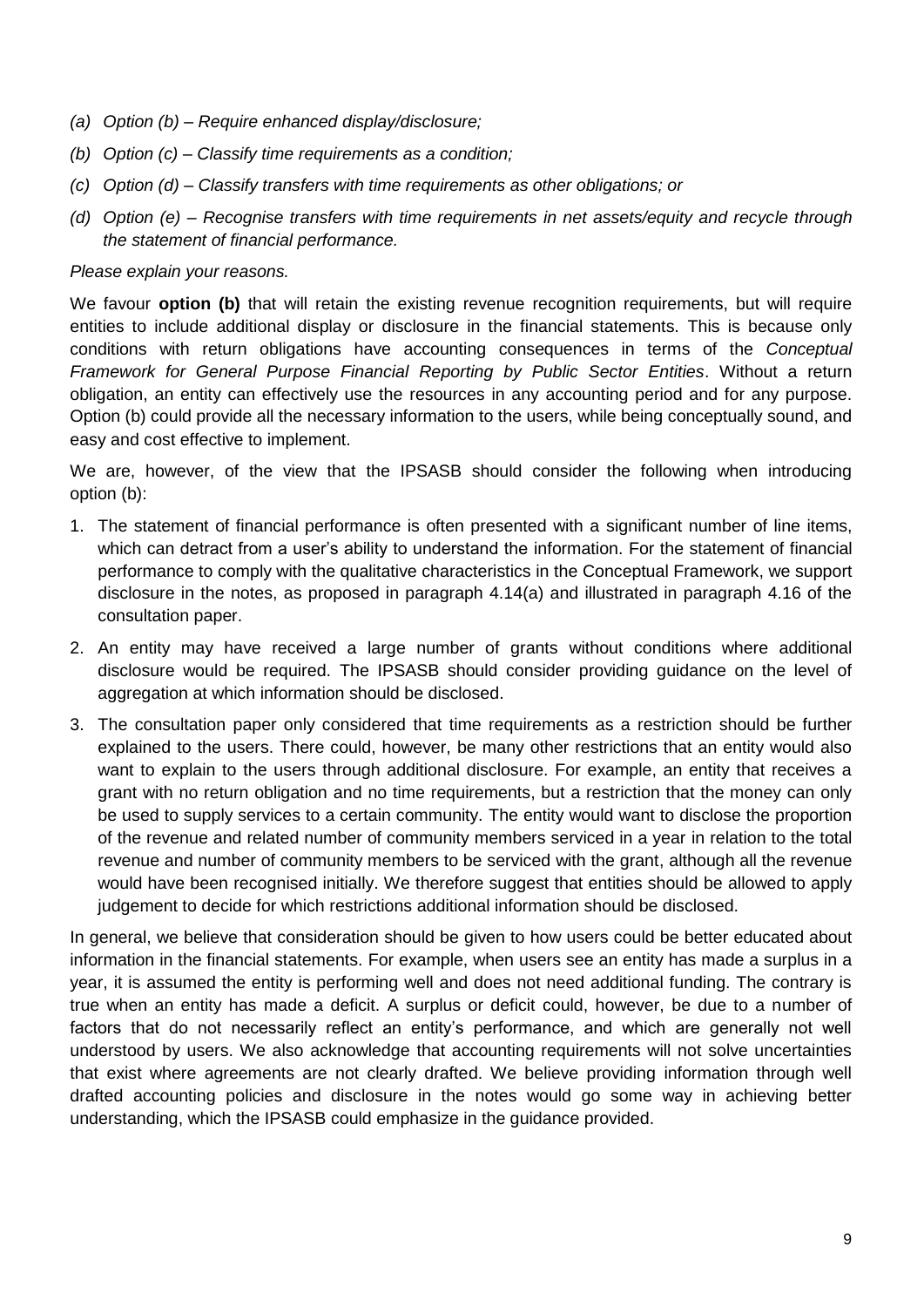*(a) Option (b) – Require enhanced display/disclosure;*

*(b) Option (c) – Classify time requirements as a condition;*

*(c) Option (d) – Classify transfers with time requirements as other obligations; or*

*(d) Option (e) – Recognise transfers with time requirements in net assets/equity and recycle through the statement of financial performance.*

*Please explain your reasons.*

We favour **option (b)** that will retain the existing revenue recognition requirements, but will require entities to include additional display or disclosure in the financial statements. This is because only conditions with return obligations have accounting consequences in terms of the *Conceptual Framework for General Purpose Financial Reporting by Public Sector Entities*. Without a return obligation, an entity can effectively use the resources in any accounting period and for any purpose. Option (b) could provide all the necessary information to the users, while being conceptually sound, and easy and cost effective to implement.

We are, however, of the view that the IPSASB should consider the following when introducing option (b):

1. The statement of financial performance is often presented with a significant number of line items, which can detract from a user's ability to understand the information. For the statement of financial performance to comply with the qualitative characteristics in the Conceptual Framework, we support disclosure in the notes, as proposed in paragraph 4.14(a) and illustrated in paragraph 4.16 of the consultation paper.
2. An entity may have received a large number of grants without conditions where additional disclosure would be required. The IPSASB should consider providing guidance on the level of aggregation at which information should be disclosed.
3. The consultation paper only considered that time requirements as a restriction should be further explained to the users. There could, however, be many other restrictions that an entity would also want to explain to the users through additional disclosure. For example, an entity that receives a grant with no return obligation and no time requirements, but a restriction that the money can only be used to supply services to a certain community. The entity would want to disclose the proportion of the revenue and related number of community members serviced in a year in relation to the total revenue and number of community members to be serviced with the grant, although all the revenue would have been recognised initially. We therefore suggest that entities should be allowed to apply judgement to decide for which restrictions additional information should be disclosed.

In general, we believe that consideration should be given to how users could be better educated about information in the financial statements. For example, when users see an entity has made a surplus in a year, it is assumed the entity is performing well and does not need additional funding. The contrary is true when an entity has made a deficit. A surplus or deficit could, however, be due to a number of factors that do not necessarily reflect an entity's performance, and which are generally not well understood by users. We also acknowledge that accounting requirements will not solve uncertainties that exist where agreements are not clearly drafted. We believe providing information through well drafted accounting policies and disclosure in the notes would go some way in achieving better understanding, which the IPSASB could emphasize in the guidance provided.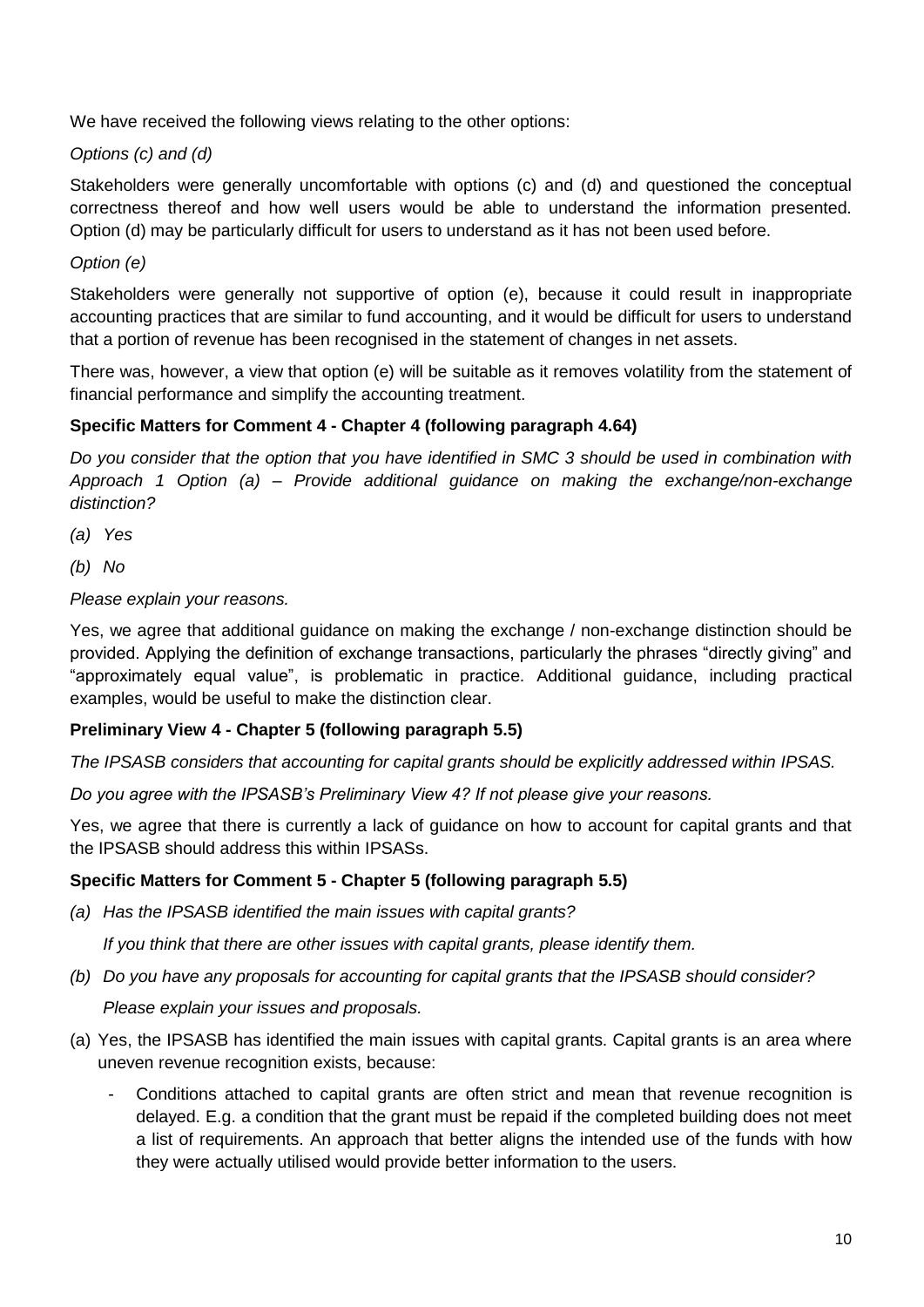We have received the following views relating to the other options:

*Options (c) and (d)*

Stakeholders were generally uncomfortable with options (c) and (d) and questioned the conceptual correctness thereof and how well users would be able to understand the information presented. Option (d) may be particularly difficult for users to understand as it has not been used before.

*Option (e)*

Stakeholders were generally not supportive of option (e), because it could result in inappropriate accounting practices that are similar to fund accounting, and it would be difficult for users to understand that a portion of revenue has been recognised in the statement of changes in net assets.

There was, however, a view that option (e) will be suitable as it removes volatility from the statement of financial performance and simplify the accounting treatment.

**Specific Matters for Comment 4 - Chapter 4 (following paragraph 4.64)**

*Do you consider that the option that you have identified in SMC 3 should be used in combination with Approach 1 Option (a) – Provide additional guidance on making the exchange/non-exchange distinction?*

*(a) Yes*

*(b) No*

*Please explain your reasons.*

Yes, we agree that additional guidance on making the exchange / non-exchange distinction should be provided. Applying the definition of exchange transactions, particularly the phrases "directly giving" and "approximately equal value", is problematic in practice. Additional guidance, including practical examples, would be useful to make the distinction clear.

**Preliminary View 4 - Chapter 5 (following paragraph 5.5)**

*The IPSASB considers that accounting for capital grants should be explicitly addressed within IPSAS.*

*Do you agree with the IPSASB's Preliminary View 4? If not please give your reasons.*

Yes, we agree that there is currently a lack of guidance on how to account for capital grants and that the IPSASB should address this within IPSASs.

**Specific Matters for Comment 5 - Chapter 5 (following paragraph 5.5)**

*(a) Has the IPSASB identified the main issues with capital grants?*

*If you think that there are other issues with capital grants, please identify them.*

*(b) Do you have any proposals for accounting for capital grants that the IPSASB should consider?*

*Please explain your issues and proposals.*

(a) Yes, the IPSASB has identified the main issues with capital grants. Capital grants is an area where uneven revenue recognition exists, because:

- Conditions attached to capital grants are often strict and mean that revenue recognition is delayed. E.g. a condition that the grant must be repaid if the completed building does not meet a list of requirements. An approach that better aligns the intended use of the funds with how they were actually utilised would provide better information to the users.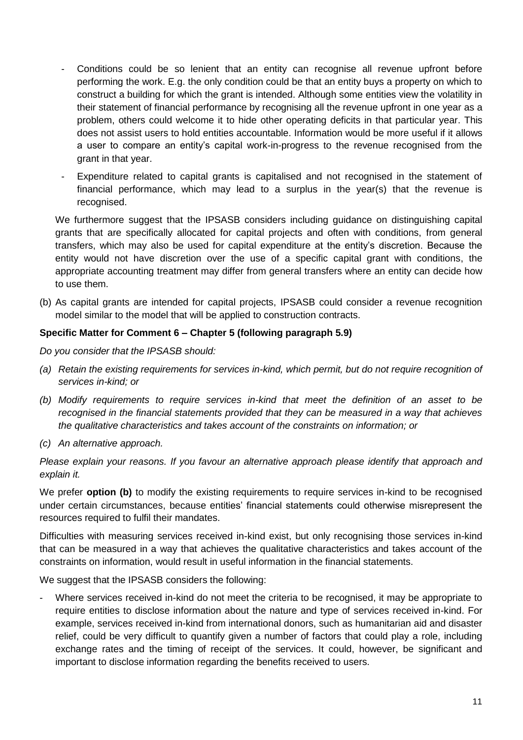- Conditions could be so lenient that an entity can recognise all revenue upfront before performing the work. E.g. the only condition could be that an entity buys a property on which to construct a building for which the grant is intended. Although some entities view the volatility in their statement of financial performance by recognising all the revenue upfront in one year as a problem, others could welcome it to hide other operating deficits in that particular year. This does not assist users to hold entities accountable. Information would be more useful if it allows a user to compare an entity's capital work-in-progress to the revenue recognised from the grant in that year.
- Expenditure related to capital grants is capitalised and not recognised in the statement of financial performance, which may lead to a surplus in the year(s) that the revenue is recognised.

We furthermore suggest that the IPSASB considers including guidance on distinguishing capital grants that are specifically allocated for capital projects and often with conditions, from general transfers, which may also be used for capital expenditure at the entity's discretion. Because the entity would not have discretion over the use of a specific capital grant with conditions, the appropriate accounting treatment may differ from general transfers where an entity can decide how to use them.

(b) As capital grants are intended for capital projects, IPSASB could consider a revenue recognition model similar to the model that will be applied to construction contracts.

**Specific Matter for Comment 6 – Chapter 5 (following paragraph 5.9)**

*Do you consider that the IPSASB should:*

*(a) Retain the existing requirements for services in-kind, which permit, but do not require recognition of services in-kind; or*

*(b) Modify requirements to require services in-kind that meet the definition of an asset to be recognised in the financial statements provided that they can be measured in a way that achieves the qualitative characteristics and takes account of the constraints on information; or*

*(c) An alternative approach.*

*Please explain your reasons. If you favour an alternative approach please identify that approach and explain it.*

We prefer **option (b)** to modify the existing requirements to require services in-kind to be recognised under certain circumstances, because entities' financial statements could otherwise misrepresent the resources required to fulfil their mandates.

Difficulties with measuring services received in-kind exist, but only recognising those services in-kind that can be measured in a way that achieves the qualitative characteristics and takes account of the constraints on information, would result in useful information in the financial statements.

We suggest that the IPSASB considers the following:

- Where services received in-kind do not meet the criteria to be recognised, it may be appropriate to require entities to disclose information about the nature and type of services received in-kind. For example, services received in-kind from international donors, such as humanitarian aid and disaster relief, could be very difficult to quantify given a number of factors that could play a role, including exchange rates and the timing of receipt of the services. It could, however, be significant and important to disclose information regarding the benefits received to users.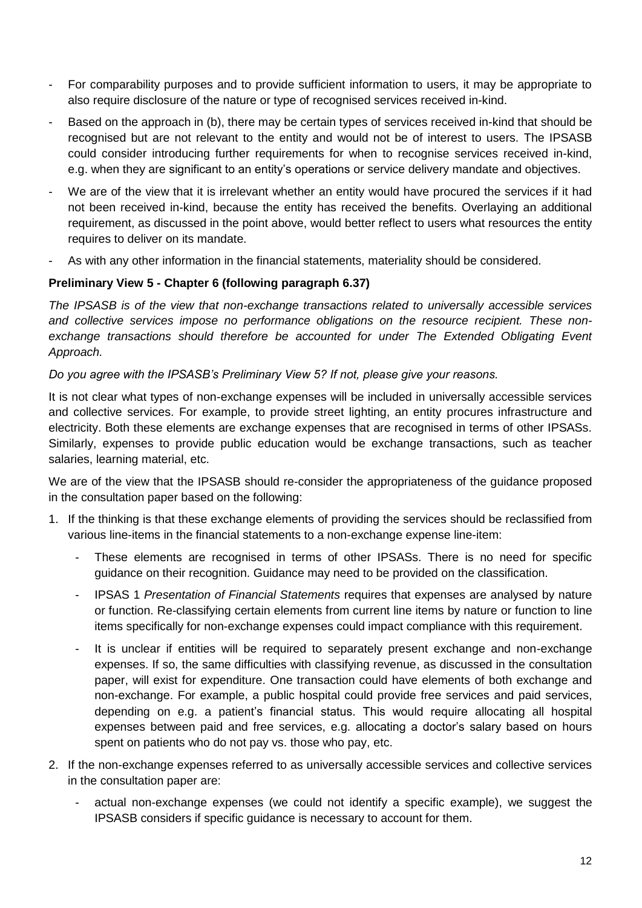- For comparability purposes and to provide sufficient information to users, it may be appropriate to also require disclosure of the nature or type of recognised services received in-kind.
- Based on the approach in (b), there may be certain types of services received in-kind that should be recognised but are not relevant to the entity and would not be of interest to users. The IPSASB could consider introducing further requirements for when to recognise services received in-kind, e.g. when they are significant to an entity's operations or service delivery mandate and objectives.
- We are of the view that it is irrelevant whether an entity would have procured the services if it had not been received in-kind, because the entity has received the benefits. Overlaying an additional requirement, as discussed in the point above, would better reflect to users what resources the entity requires to deliver on its mandate.
- As with any other information in the financial statements, materiality should be considered.

**Preliminary View 5 - Chapter 6 (following paragraph 6.37)**

*The IPSASB is of the view that non-exchange transactions related to universally accessible services and collective services impose no performance obligations on the resource recipient. These non-exchange transactions should therefore be accounted for under The Extended Obligating Event Approach.*

*Do you agree with the IPSASB's Preliminary View 5? If not, please give your reasons.*

It is not clear what types of non-exchange expenses will be included in universally accessible services and collective services. For example, to provide street lighting, an entity procures infrastructure and electricity. Both these elements are exchange expenses that are recognised in terms of other IPSASs. Similarly, expenses to provide public education would be exchange transactions, such as teacher salaries, learning material, etc.

We are of the view that the IPSASB should re-consider the appropriateness of the guidance proposed in the consultation paper based on the following:

1. If the thinking is that these exchange elements of providing the services should be reclassified from various line-items in the financial statements to a non-exchange expense line-item:
   - These elements are recognised in terms of other IPSASs. There is no need for specific guidance on their recognition. Guidance may need to be provided on the classification.
   - IPSAS 1 *Presentation of Financial Statements* requires that expenses are analysed by nature or function. Re-classifying certain elements from current line items by nature or function to line items specifically for non-exchange expenses could impact compliance with this requirement.
   - It is unclear if entities will be required to separately present exchange and non-exchange expenses. If so, the same difficulties with classifying revenue, as discussed in the consultation paper, will exist for expenditure. One transaction could have elements of both exchange and non-exchange. For example, a public hospital could provide free services and paid services, depending on e.g. a patient's financial status. This would require allocating all hospital expenses between paid and free services, e.g. allocating a doctor's salary based on hours spent on patients who do not pay vs. those who pay, etc.
2. If the non-exchange expenses referred to as universally accessible services and collective services in the consultation paper are:
   - actual non-exchange expenses (we could not identify a specific example), we suggest the IPSASB considers if specific guidance is necessary to account for them.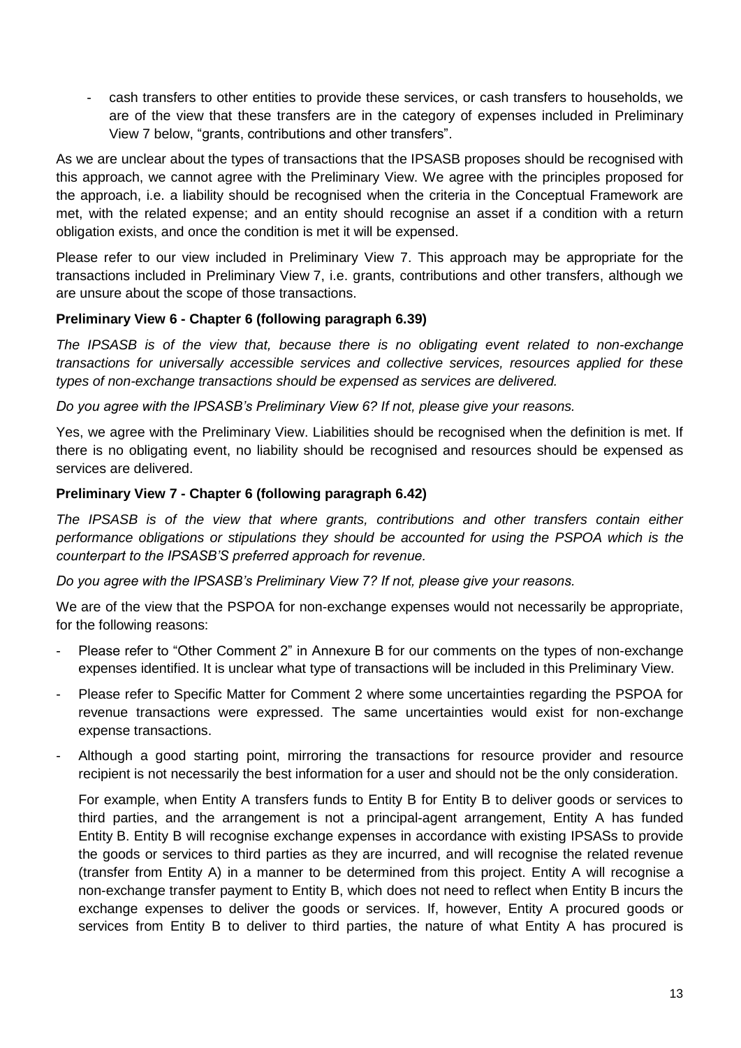- cash transfers to other entities to provide these services, or cash transfers to households, we are of the view that these transfers are in the category of expenses included in Preliminary View 7 below, "grants, contributions and other transfers".

As we are unclear about the types of transactions that the IPSASB proposes should be recognised with this approach, we cannot agree with the Preliminary View. We agree with the principles proposed for the approach, i.e. a liability should be recognised when the criteria in the Conceptual Framework are met, with the related expense; and an entity should recognise an asset if a condition with a return obligation exists, and once the condition is met it will be expensed.

Please refer to our view included in Preliminary View 7. This approach may be appropriate for the transactions included in Preliminary View 7, i.e. grants, contributions and other transfers, although we are unsure about the scope of those transactions.

**Preliminary View 6 - Chapter 6 (following paragraph 6.39)**

*The IPSASB is of the view that, because there is no obligating event related to non-exchange transactions for universally accessible services and collective services, resources applied for these types of non-exchange transactions should be expensed as services are delivered.*

*Do you agree with the IPSASB's Preliminary View 6? If not, please give your reasons.*

Yes, we agree with the Preliminary View. Liabilities should be recognised when the definition is met. If there is no obligating event, no liability should be recognised and resources should be expensed as services are delivered.

**Preliminary View 7 - Chapter 6 (following paragraph 6.42)**

*The IPSASB is of the view that where grants, contributions and other transfers contain either performance obligations or stipulations they should be accounted for using the PSPOA which is the counterpart to the IPSASB'S preferred approach for revenue.*

*Do you agree with the IPSASB's Preliminary View 7? If not, please give your reasons.*

We are of the view that the PSPOA for non-exchange expenses would not necessarily be appropriate, for the following reasons:

- Please refer to "Other Comment 2" in Annexure B for our comments on the types of non-exchange expenses identified. It is unclear what type of transactions will be included in this Preliminary View.
- Please refer to Specific Matter for Comment 2 where some uncertainties regarding the PSPOA for revenue transactions were expressed. The same uncertainties would exist for non-exchange expense transactions.
- Although a good starting point, mirroring the transactions for resource provider and resource recipient is not necessarily the best information for a user and should not be the only consideration.

  For example, when Entity A transfers funds to Entity B for Entity B to deliver goods or services to third parties, and the arrangement is not a principal-agent arrangement, Entity A has funded Entity B. Entity B will recognise exchange expenses in accordance with existing IPSASs to provide the goods or services to third parties as they are incurred, and will recognise the related revenue (transfer from Entity A) in a manner to be determined from this project. Entity A will recognise a non-exchange transfer payment to Entity B, which does not need to reflect when Entity B incurs the exchange expenses to deliver the goods or services. If, however, Entity A procured goods or services from Entity B to deliver to third parties, the nature of what Entity A has procured is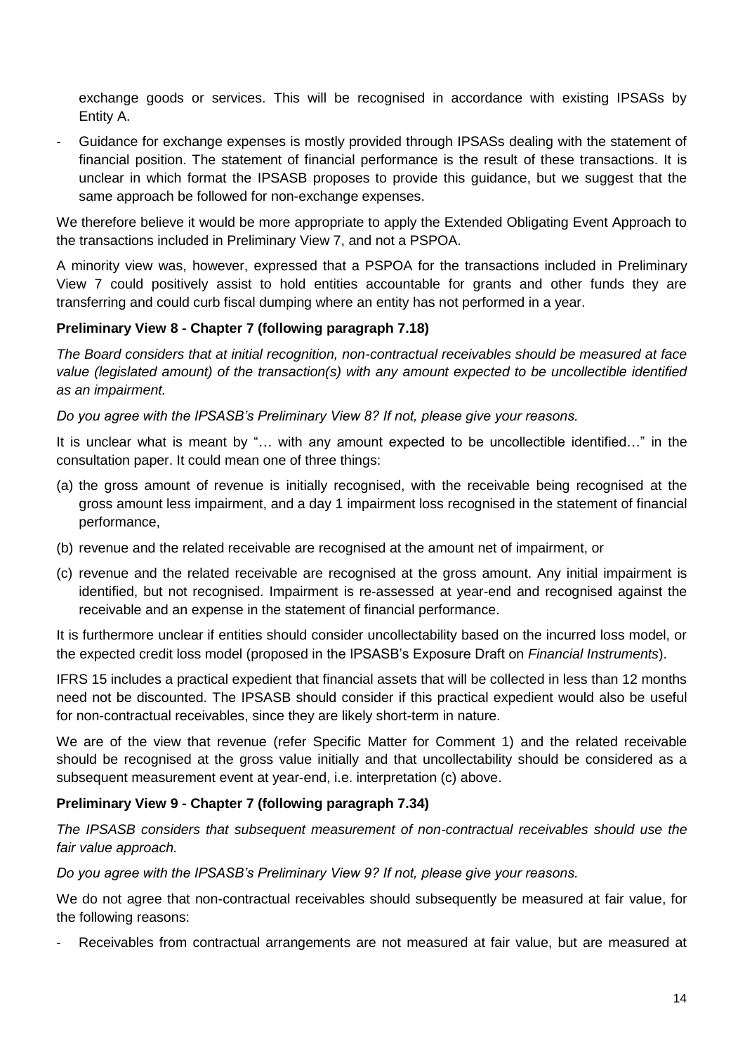exchange goods or services. This will be recognised in accordance with existing IPSASs by Entity A.

- Guidance for exchange expenses is mostly provided through IPSASs dealing with the statement of financial position. The statement of financial performance is the result of these transactions. It is unclear in which format the IPSASB proposes to provide this guidance, but we suggest that the same approach be followed for non-exchange expenses.

We therefore believe it would be more appropriate to apply the Extended Obligating Event Approach to the transactions included in Preliminary View 7, and not a PSPOA.

A minority view was, however, expressed that a PSPOA for the transactions included in Preliminary View 7 could positively assist to hold entities accountable for grants and other funds they are transferring and could curb fiscal dumping where an entity has not performed in a year.

**Preliminary View 8 - Chapter 7 (following paragraph 7.18)**

*The Board considers that at initial recognition, non-contractual receivables should be measured at face value (legislated amount) of the transaction(s) with any amount expected to be uncollectible identified as an impairment.*

*Do you agree with the IPSASB's Preliminary View 8? If not, please give your reasons.*

It is unclear what is meant by "… with any amount expected to be uncollectible identified…" in the consultation paper. It could mean one of three things:

(a) the gross amount of revenue is initially recognised, with the receivable being recognised at the gross amount less impairment, and a day 1 impairment loss recognised in the statement of financial performance,

(b) revenue and the related receivable are recognised at the amount net of impairment, or

(c) revenue and the related receivable are recognised at the gross amount. Any initial impairment is identified, but not recognised. Impairment is re-assessed at year-end and recognised against the receivable and an expense in the statement of financial performance.

It is furthermore unclear if entities should consider uncollectability based on the incurred loss model, or the expected credit loss model (proposed in the IPSASB's Exposure Draft on *Financial Instruments*).

IFRS 15 includes a practical expedient that financial assets that will be collected in less than 12 months need not be discounted. The IPSASB should consider if this practical expedient would also be useful for non-contractual receivables, since they are likely short-term in nature.

We are of the view that revenue (refer Specific Matter for Comment 1) and the related receivable should be recognised at the gross value initially and that uncollectability should be considered as a subsequent measurement event at year-end, i.e. interpretation (c) above.

**Preliminary View 9 - Chapter 7 (following paragraph 7.34)**

*The IPSASB considers that subsequent measurement of non-contractual receivables should use the fair value approach.*

*Do you agree with the IPSASB's Preliminary View 9? If not, please give your reasons.*

We do not agree that non-contractual receivables should subsequently be measured at fair value, for the following reasons:

- Receivables from contractual arrangements are not measured at fair value, but are measured at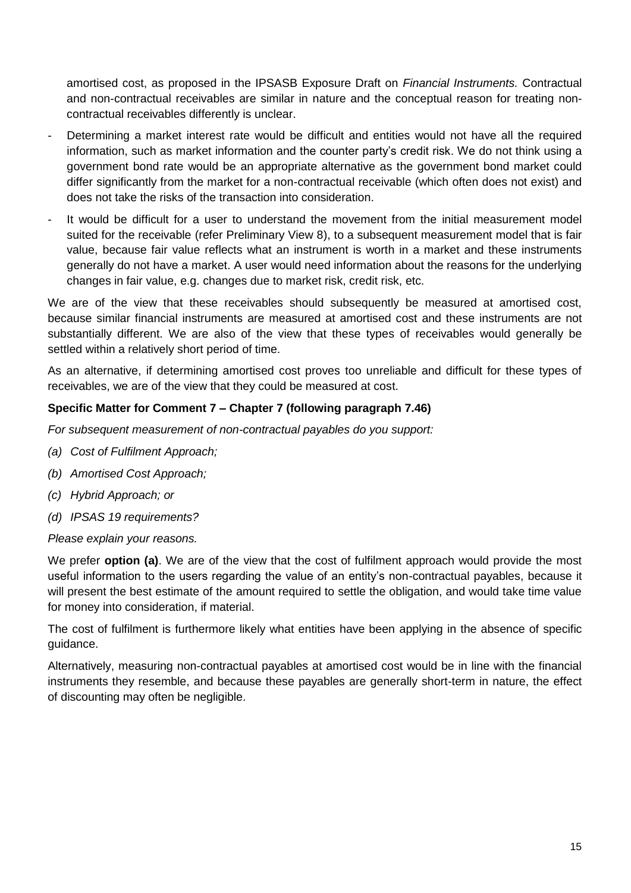amortised cost, as proposed in the IPSASB Exposure Draft on *Financial Instruments.* Contractual and non-contractual receivables are similar in nature and the conceptual reason for treating non-contractual receivables differently is unclear.

- Determining a market interest rate would be difficult and entities would not have all the required information, such as market information and the counter party's credit risk. We do not think using a government bond rate would be an appropriate alternative as the government bond market could differ significantly from the market for a non-contractual receivable (which often does not exist) and does not take the risks of the transaction into consideration.
- It would be difficult for a user to understand the movement from the initial measurement model suited for the receivable (refer Preliminary View 8), to a subsequent measurement model that is fair value, because fair value reflects what an instrument is worth in a market and these instruments generally do not have a market. A user would need information about the reasons for the underlying changes in fair value, e.g. changes due to market risk, credit risk, etc.

We are of the view that these receivables should subsequently be measured at amortised cost, because similar financial instruments are measured at amortised cost and these instruments are not substantially different. We are also of the view that these types of receivables would generally be settled within a relatively short period of time.

As an alternative, if determining amortised cost proves too unreliable and difficult for these types of receivables, we are of the view that they could be measured at cost.

**Specific Matter for Comment 7 – Chapter 7 (following paragraph 7.46)**

*For subsequent measurement of non-contractual payables do you support:*

*(a) Cost of Fulfilment Approach;*

*(b) Amortised Cost Approach;*

*(c) Hybrid Approach; or*

*(d) IPSAS 19 requirements?*

*Please explain your reasons.*

We prefer **option (a)**. We are of the view that the cost of fulfilment approach would provide the most useful information to the users regarding the value of an entity's non-contractual payables, because it will present the best estimate of the amount required to settle the obligation, and would take time value for money into consideration, if material.

The cost of fulfilment is furthermore likely what entities have been applying in the absence of specific guidance.

Alternatively, measuring non-contractual payables at amortised cost would be in line with the financial instruments they resemble, and because these payables are generally short-term in nature, the effect of discounting may often be negligible.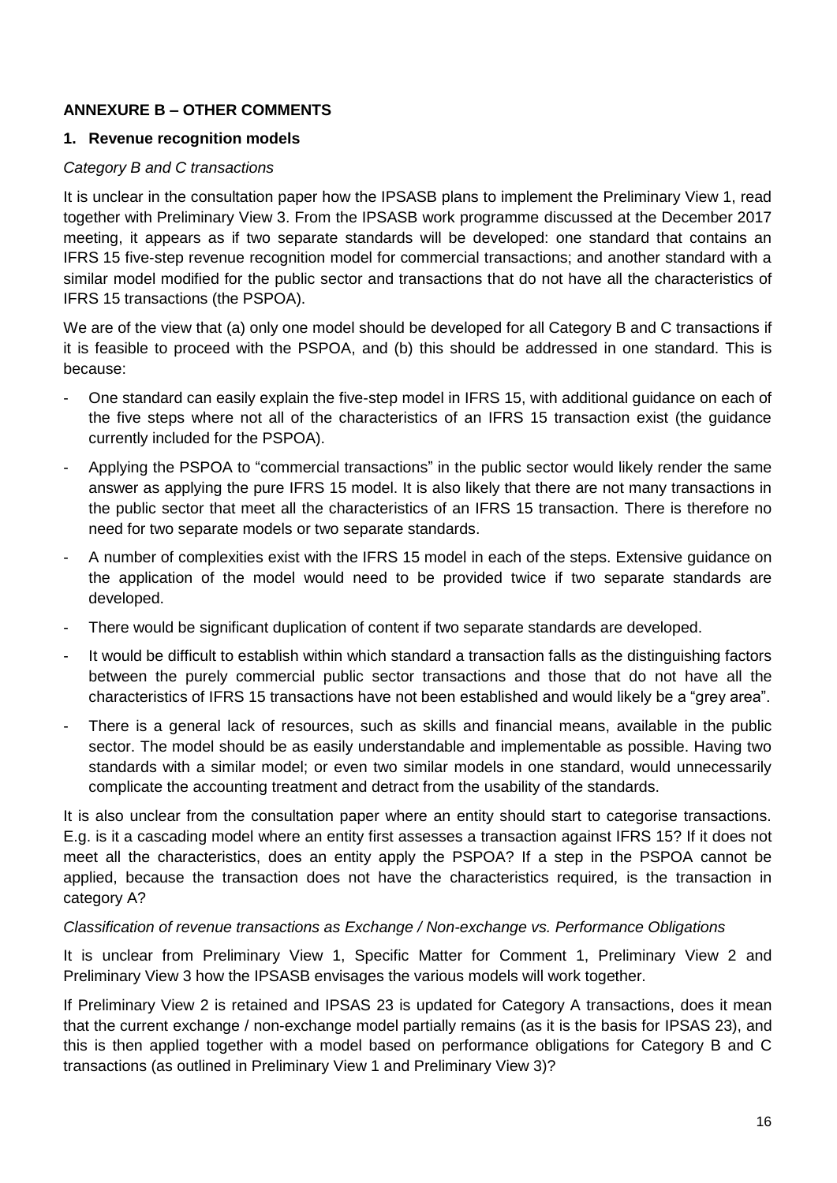## ANNEXURE B – OTHER COMMENTS

### 1. Revenue recognition models

*Category B and C transactions*

It is unclear in the consultation paper how the IPSASB plans to implement the Preliminary View 1, read together with Preliminary View 3. From the IPSASB work programme discussed at the December 2017 meeting, it appears as if two separate standards will be developed: one standard that contains an IFRS 15 five-step revenue recognition model for commercial transactions; and another standard with a similar model modified for the public sector and transactions that do not have all the characteristics of IFRS 15 transactions (the PSPOA).

We are of the view that (a) only one model should be developed for all Category B and C transactions if it is feasible to proceed with the PSPOA, and (b) this should be addressed in one standard. This is because:

- One standard can easily explain the five-step model in IFRS 15, with additional guidance on each of the five steps where not all of the characteristics of an IFRS 15 transaction exist (the guidance currently included for the PSPOA).
- Applying the PSPOA to "commercial transactions" in the public sector would likely render the same answer as applying the pure IFRS 15 model. It is also likely that there are not many transactions in the public sector that meet all the characteristics of an IFRS 15 transaction. There is therefore no need for two separate models or two separate standards.
- A number of complexities exist with the IFRS 15 model in each of the steps. Extensive guidance on the application of the model would need to be provided twice if two separate standards are developed.
- There would be significant duplication of content if two separate standards are developed.
- It would be difficult to establish within which standard a transaction falls as the distinguishing factors between the purely commercial public sector transactions and those that do not have all the characteristics of IFRS 15 transactions have not been established and would likely be a "grey area".
- There is a general lack of resources, such as skills and financial means, available in the public sector. The model should be as easily understandable and implementable as possible. Having two standards with a similar model; or even two similar models in one standard, would unnecessarily complicate the accounting treatment and detract from the usability of the standards.

It is also unclear from the consultation paper where an entity should start to categorise transactions. E.g. is it a cascading model where an entity first assesses a transaction against IFRS 15? If it does not meet all the characteristics, does an entity apply the PSPOA? If a step in the PSPOA cannot be applied, because the transaction does not have the characteristics required, is the transaction in category A?

*Classification of revenue transactions as Exchange / Non-exchange vs. Performance Obligations*

It is unclear from Preliminary View 1, Specific Matter for Comment 1, Preliminary View 2 and Preliminary View 3 how the IPSASB envisages the various models will work together.

If Preliminary View 2 is retained and IPSAS 23 is updated for Category A transactions, does it mean that the current exchange / non-exchange model partially remains (as it is the basis for IPSAS 23), and this is then applied together with a model based on performance obligations for Category B and C transactions (as outlined in Preliminary View 1 and Preliminary View 3)?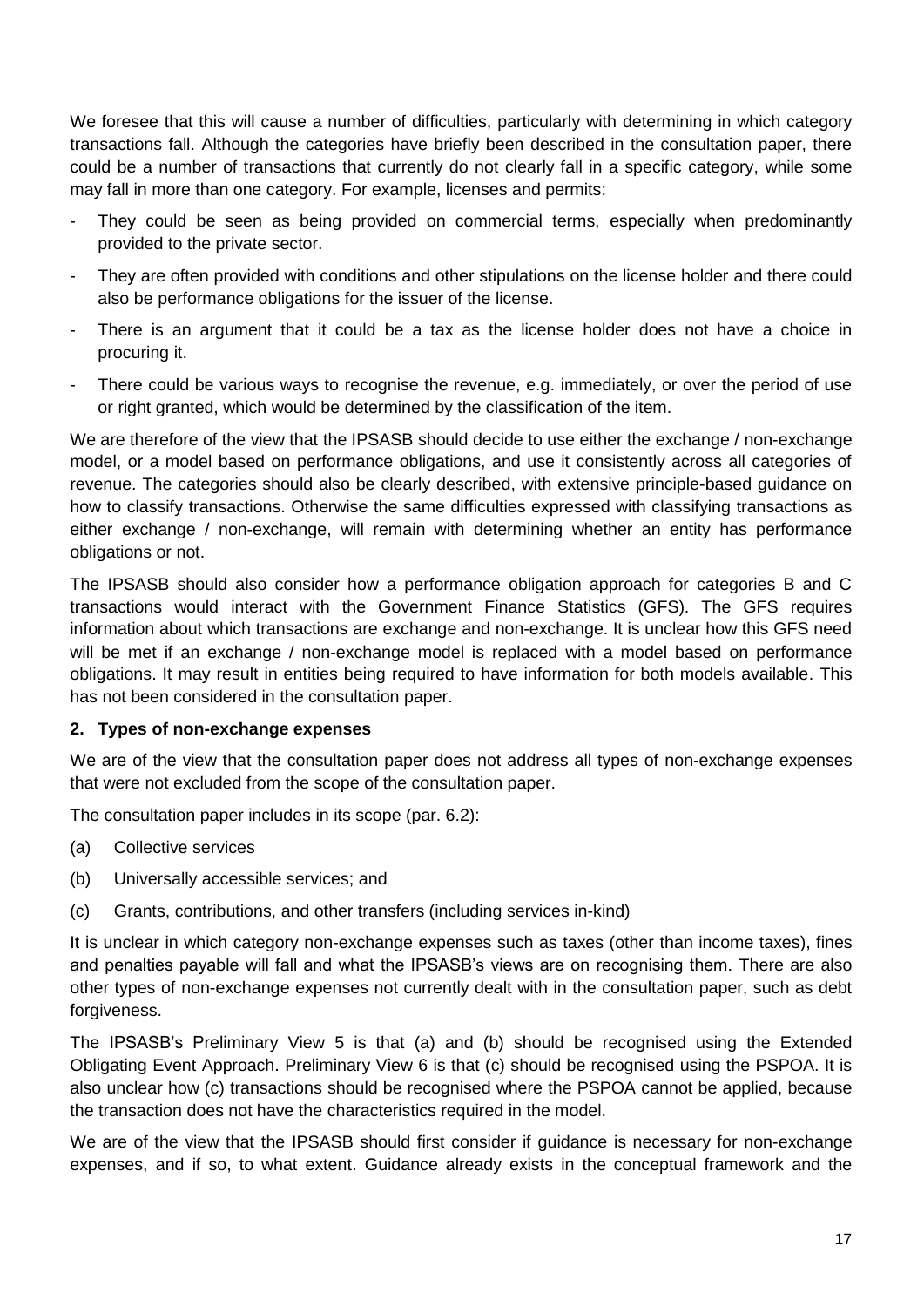We foresee that this will cause a number of difficulties, particularly with determining in which category transactions fall. Although the categories have briefly been described in the consultation paper, there could be a number of transactions that currently do not clearly fall in a specific category, while some may fall in more than one category. For example, licenses and permits:

- They could be seen as being provided on commercial terms, especially when predominantly provided to the private sector.
- They are often provided with conditions and other stipulations on the license holder and there could also be performance obligations for the issuer of the license.
- There is an argument that it could be a tax as the license holder does not have a choice in procuring it.
- There could be various ways to recognise the revenue, e.g. immediately, or over the period of use or right granted, which would be determined by the classification of the item.

We are therefore of the view that the IPSASB should decide to use either the exchange / non-exchange model, or a model based on performance obligations, and use it consistently across all categories of revenue. The categories should also be clearly described, with extensive principle-based guidance on how to classify transactions. Otherwise the same difficulties expressed with classifying transactions as either exchange / non-exchange, will remain with determining whether an entity has performance obligations or not.

The IPSASB should also consider how a performance obligation approach for categories B and C transactions would interact with the Government Finance Statistics (GFS). The GFS requires information about which transactions are exchange and non-exchange. It is unclear how this GFS need will be met if an exchange / non-exchange model is replaced with a model based on performance obligations. It may result in entities being required to have information for both models available. This has not been considered in the consultation paper.

**2. Types of non-exchange expenses**

We are of the view that the consultation paper does not address all types of non-exchange expenses that were not excluded from the scope of the consultation paper.

The consultation paper includes in its scope (par. 6.2):

(a) Collective services

(b) Universally accessible services; and

(c) Grants, contributions, and other transfers (including services in-kind)

It is unclear in which category non-exchange expenses such as taxes (other than income taxes), fines and penalties payable will fall and what the IPSASB's views are on recognising them. There are also other types of non-exchange expenses not currently dealt with in the consultation paper, such as debt forgiveness.

The IPSASB's Preliminary View 5 is that (a) and (b) should be recognised using the Extended Obligating Event Approach. Preliminary View 6 is that (c) should be recognised using the PSPOA. It is also unclear how (c) transactions should be recognised where the PSPOA cannot be applied, because the transaction does not have the characteristics required in the model.

We are of the view that the IPSASB should first consider if guidance is necessary for non-exchange expenses, and if so, to what extent. Guidance already exists in the conceptual framework and the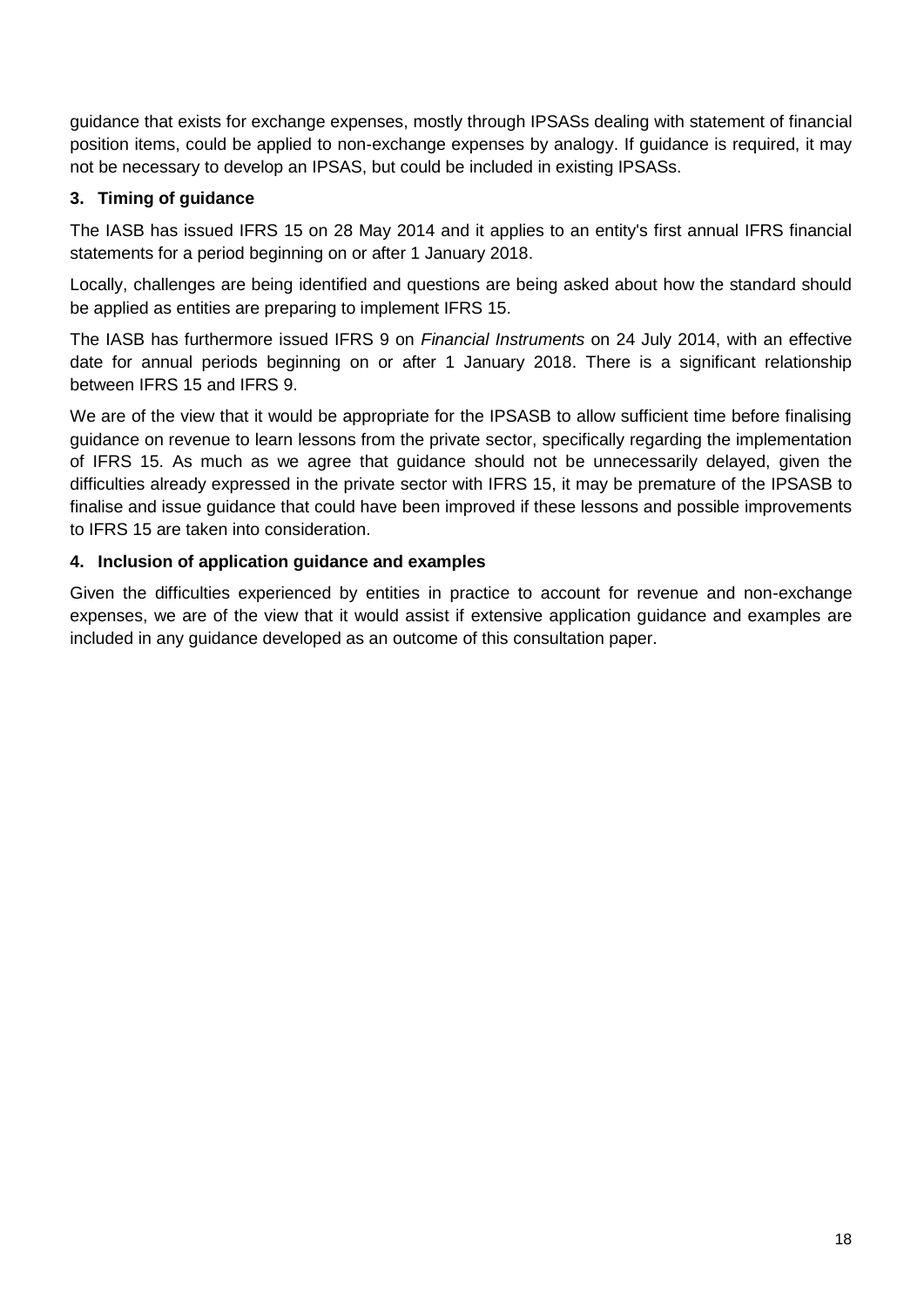guidance that exists for exchange expenses, mostly through IPSASs dealing with statement of financial position items, could be applied to non-exchange expenses by analogy. If guidance is required, it may not be necessary to develop an IPSAS, but could be included in existing IPSASs.

### 3. Timing of guidance

The IASB has issued IFRS 15 on 28 May 2014 and it applies to an entity's first annual IFRS financial statements for a period beginning on or after 1 January 2018.

Locally, challenges are being identified and questions are being asked about how the standard should be applied as entities are preparing to implement IFRS 15.

The IASB has furthermore issued IFRS 9 on *Financial Instruments* on 24 July 2014, with an effective date for annual periods beginning on or after 1 January 2018. There is a significant relationship between IFRS 15 and IFRS 9.

We are of the view that it would be appropriate for the IPSASB to allow sufficient time before finalising guidance on revenue to learn lessons from the private sector, specifically regarding the implementation of IFRS 15. As much as we agree that guidance should not be unnecessarily delayed, given the difficulties already expressed in the private sector with IFRS 15, it may be premature of the IPSASB to finalise and issue guidance that could have been improved if these lessons and possible improvements to IFRS 15 are taken into consideration.

### 4. Inclusion of application guidance and examples

Given the difficulties experienced by entities in practice to account for revenue and non-exchange expenses, we are of the view that it would assist if extensive application guidance and examples are included in any guidance developed as an outcome of this consultation paper.